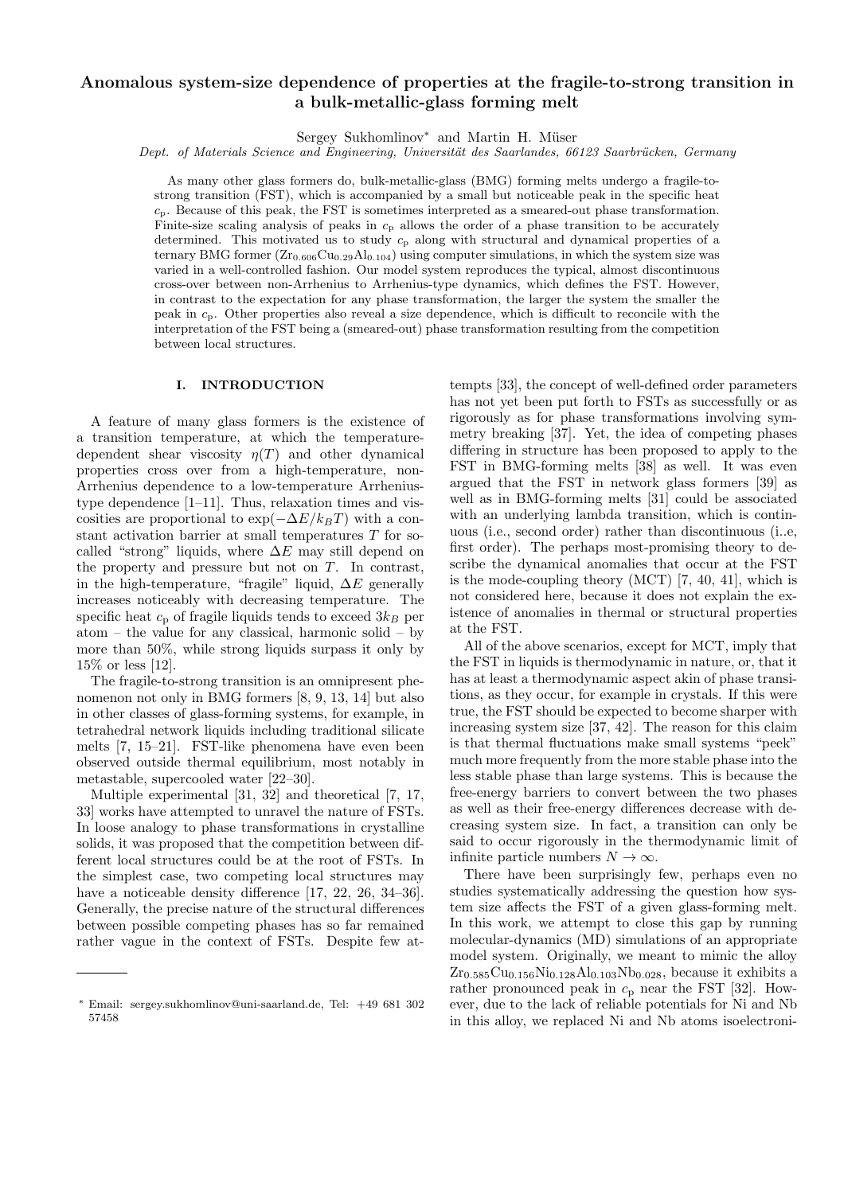# Anomalous system-size dependence of properties at the fragile-to-strong transition in a bulk-metallic-glass forming melt

Sergey Sukhomlinov* and Martin H. Müser

*Dept. of Materials Science and Engineering, Universität des Saarlandes, 66123 Saarbrücken, Germany*

As many other glass formers do, bulk-metallic-glass (BMG) forming melts undergo a fragile-to-strong transition (FST), which is accompanied by a small but noticeable peak in the specific heat $c_\mathrm{p}$. Because of this peak, the FST is sometimes interpreted as a smeared-out phase transformation. Finite-size scaling analysis of peaks in $c_\mathrm{p}$ allows the order of a phase transition to be accurately determined. This motivated us to study $c_\mathrm{p}$ along with structural and dynamical properties of a ternary BMG former ($Zr_{0.606}Cu_{0.29}Al_{0.104}$) using computer simulations, in which the system size was varied in a well-controlled fashion. Our model system reproduces the typical, almost discontinuous cross-over between non-Arrhenius to Arrhenius-type dynamics, which defines the FST. However, in contrast to the expectation for any phase transformation, the larger the system the smaller the peak in $c_\mathrm{p}$. Other properties also reveal a size dependence, which is difficult to reconcile with the interpretation of the FST being a (smeared-out) phase transformation resulting from the competition between local structures.

## I. INTRODUCTION

A feature of many glass formers is the existence of a transition temperature, at which the temperature-dependent shear viscosity $\eta(T)$ and other dynamical properties cross over from a high-temperature, non-Arrhenius dependence to a low-temperature Arrhenius-type dependence [1–11]. Thus, relaxation times and viscosities are proportional to $\exp(-\Delta E/k_BT)$ with a constant activation barrier at small temperatures $T$ for so-called "strong" liquids, where $\Delta E$ may still depend on the property and pressure but not on $T$. In contrast, in the high-temperature, "fragile" liquid, $\Delta E$ generally increases noticeably with decreasing temperature. The specific heat $c_\mathrm{p}$ of fragile liquids tends to exceed $3k_B$ per atom – the value for any classical, harmonic solid – by more than 50%, while strong liquids surpass it only by 15% or less [12].

The fragile-to-strong transition is an omnipresent phenomenon not only in BMG formers [8, 9, 13, 14] but also in other classes of glass-forming systems, for example, in tetrahedral network liquids including traditional silicate melts [7, 15–21]. FST-like phenomena have even been observed outside thermal equilibrium, most notably in metastable, supercooled water [22–30].

Multiple experimental [31, 32] and theoretical [7, 17, 33] works have attempted to unravel the nature of FSTs. In loose analogy to phase transformations in crystalline solids, it was proposed that the competition between different local structures could be at the root of FSTs. In the simplest case, two competing local structures may have a noticeable density difference [17, 22, 26, 34–36]. Generally, the precise nature of the structural differences between possible competing phases has so far remained rather vague in the context of FSTs. Despite few attempts [33], the concept of well-defined order parameters has not yet been put forth to FSTs as successfully or as rigorously as for phase transformations involving symmetry breaking [37]. Yet, the idea of competing phases differing in structure has been proposed to apply to the FST in BMG-forming melts [38] as well. It was even argued that the FST in network glass formers [39] as well as in BMG-forming melts [31] could be associated with an underlying lambda transition, which is continuous (i.e., second order) rather than discontinuous (i..e, first order). The perhaps most-promising theory to describe the dynamical anomalies that occur at the FST is the mode-coupling theory (MCT) [7, 40, 41], which is not considered here, because it does not explain the existence of anomalies in thermal or structural properties at the FST.

All of the above scenarios, except for MCT, imply that the FST in liquids is thermodynamic in nature, or, that it has at least a thermodynamic aspect akin of phase transitions, as they occur, for example in crystals. If this were true, the FST should be expected to become sharper with increasing system size [37, 42]. The reason for this claim is that thermal fluctuations make small systems "peek" much more frequently from the more stable phase into the less stable phase than large systems. This is because the free-energy barriers to convert between the two phases as well as their free-energy differences decrease with decreasing system size. In fact, a transition can only be said to occur rigorously in the thermodynamic limit of infinite particle numbers $N \to \infty$.

There have been surprisingly few, perhaps even no studies systematically addressing the question how system size affects the FST of a given glass-forming melt. In this work, we attempt to close this gap by running molecular-dynamics (MD) simulations of an appropriate model system. Originally, we meant to mimic the alloy $Zr_{0.585}Cu_{0.156}Ni_{0.128}Al_{0.103}Nb_{0.028}$, because it exhibits a rather pronounced peak in $c_\mathrm{p}$ near the FST [32]. However, due to the lack of reliable potentials for Ni and Nb in this alloy, we replaced Ni and Nb atoms isoelectroni-

---

* Email: sergey.sukhomlinov@uni-saarland.de, Tel: +49 681 302 57458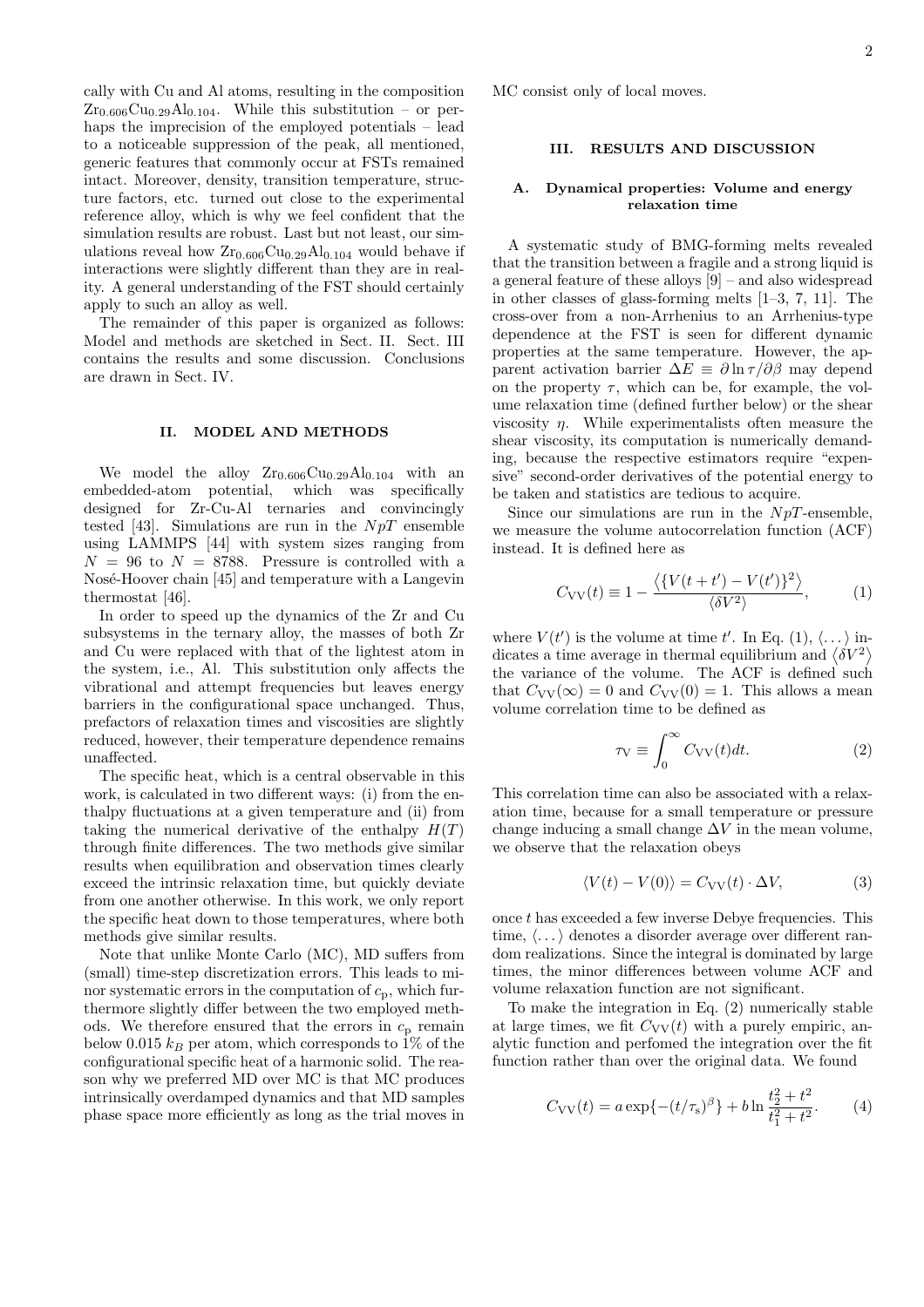cally with Cu and Al atoms, resulting in the composition $Zr_{0.606}Cu_{0.29}Al_{0.104}$. While this substitution – or perhaps the imprecision of the employed potentials – lead to a noticeable suppression of the peak, all mentioned, generic features that commonly occur at FSTs remained intact. Moreover, density, transition temperature, structure factors, etc. turned out close to the experimental reference alloy, which is why we feel confident that the simulation results are robust. Last but not least, our simulations reveal how $Zr_{0.606}Cu_{0.29}Al_{0.104}$ would behave if interactions were slightly different than they are in reality. A general understanding of the FST should certainly apply to such an alloy as well.

The remainder of this paper is organized as follows: Model and methods are sketched in Sect. II. Sect. III contains the results and some discussion. Conclusions are drawn in Sect. IV.

## II. MODEL AND METHODS

We model the alloy $Zr_{0.606}Cu_{0.29}Al_{0.104}$ with an embedded-atom potential, which was specifically designed for Zr-Cu-Al ternaries and convincingly tested [43]. Simulations are run in the $NpT$ ensemble using LAMMPS [44] with system sizes ranging from $N = 96$ to $N = 8788$. Pressure is controlled with a Nosé-Hoover chain [45] and temperature with a Langevin thermostat [46].

In order to speed up the dynamics of the Zr and Cu subsystems in the ternary alloy, the masses of both Zr and Cu were replaced with that of the lightest atom in the system, i.e., Al. This substitution only affects the vibrational and attempt frequencies but leaves energy barriers in the configurational space unchanged. Thus, prefactors of relaxation times and viscosities are slightly reduced, however, their temperature dependence remains unaffected.

The specific heat, which is a central observable in this work, is calculated in two different ways: (i) from the enthalpy fluctuations at a given temperature and (ii) from taking the numerical derivative of the enthalpy $H(T)$ through finite differences. The two methods give similar results when equilibration and observation times clearly exceed the intrinsic relaxation time, but quickly deviate from one another otherwise. In this work, we only report the specific heat down to those temperatures, where both methods give similar results.

Note that unlike Monte Carlo (MC), MD suffers from (small) time-step discretization errors. This leads to minor systematic errors in the computation of $c_\mathrm{p}$, which furthermore slightly differ between the two employed methods. We therefore ensured that the errors in $c_\mathrm{p}$ remain below $0.015\ k_B$ per atom, which corresponds to 1% of the configurational specific heat of a harmonic solid. The reason why we preferred MD over MC is that MC produces intrinsically overdamped dynamics and that MD samples phase space more efficiently as long as the trial moves in MC consist only of local moves.

## III. RESULTS AND DISCUSSION

### A. Dynamical properties: Volume and energy relaxation time

A systematic study of BMG-forming melts revealed that the transition between a fragile and a strong liquid is a general feature of these alloys [9] – and also widespread in other classes of glass-forming melts [1–3, 7, 11]. The cross-over from a non-Arrhenius to an Arrhenius-type dependence at the FST is seen for different dynamic properties at the same temperature. However, the apparent activation barrier $\Delta E \equiv \partial \ln \tau / \partial \beta$ may depend on the property $\tau$, which can be, for example, the volume relaxation time (defined further below) or the shear viscosity $\eta$. While experimentalists often measure the shear viscosity, its computation is numerically demanding, because the respective estimators require "expensive" second-order derivatives of the potential energy to be taken and statistics are tedious to acquire.

Since our simulations are run in the $NpT$-ensemble, we measure the volume autocorrelation function (ACF) instead. It is defined here as

$$C_{\mathrm{VV}}(t) \equiv 1 - \frac{\left\langle \{V(t+t') - V(t')\}^2 \right\rangle}{\langle \delta V^2 \rangle}, \qquad (1)$$

where $V(t')$ is the volume at time $t'$. In Eq. (1), $\langle \dots \rangle$ indicates a time average in thermal equilibrium and $\langle \delta V^2 \rangle$ the variance of the volume. The ACF is defined such that $C_{\mathrm{VV}}(\infty) = 0$ and $C_{\mathrm{VV}}(0) = 1$. This allows a mean volume correlation time to be defined as

$$\tau_{\mathrm{V}} \equiv \int_0^\infty C_{\mathrm{VV}}(t) dt. \qquad (2)$$

This correlation time can also be associated with a relaxation time, because for a small temperature or pressure change inducing a small change $\Delta V$ in the mean volume, we observe that the relaxation obeys

$$\langle V(t) - V(0) \rangle = C_{\mathrm{VV}}(t) \cdot \Delta V, \qquad (3)$$

once $t$ has exceeded a few inverse Debye frequencies. This time, $\langle \dots \rangle$ denotes a disorder average over different random realizations. Since the integral is dominated by large times, the minor differences between volume ACF and volume relaxation function are not significant.

To make the integration in Eq. (2) numerically stable at large times, we fit $C_{\mathrm{VV}}(t)$ with a purely empiric, analytic function and perfomed the integration over the fit function rather than over the original data. We found

$$C_{\mathrm{VV}}(t) = a \exp\{-(t/\tau_{\mathrm{s}})^\beta\} + b \ln \frac{t_2^2 + t^2}{t_1^2 + t^2}. \qquad (4)$$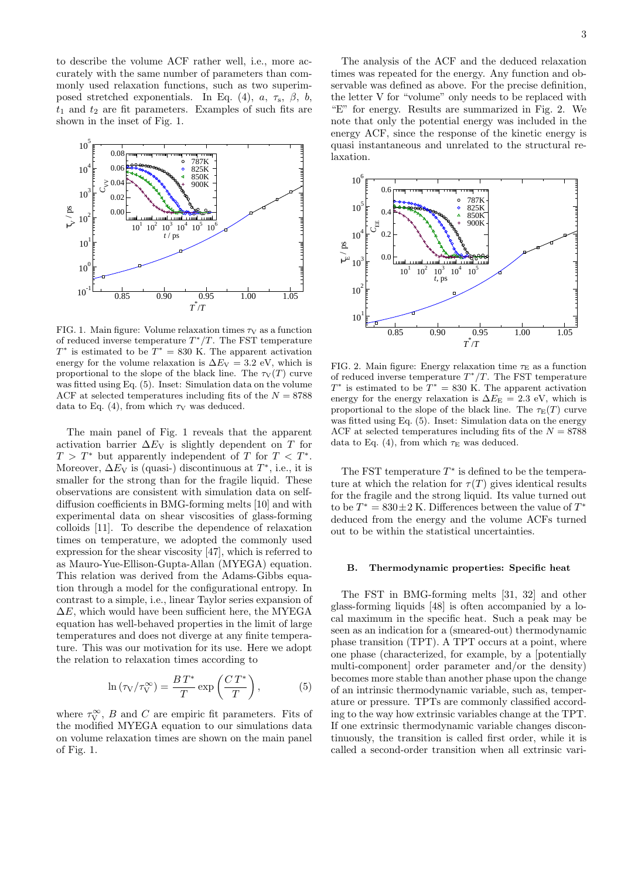to describe the volume ACF rather well, i.e., more accurately with the same number of parameters than commonly used relaxation functions, such as two superimposed stretched exponentials. In Eq. (4), $a$, $\tau_s$, $\beta$, $b$, $t_1$ and $t_2$ are fit parameters. Examples of such fits are shown in the inset of Fig. 1.

FIG. 1. Main figure: Volume relaxation times $\tau_V$ as a function of reduced inverse temperature $T^*/T$. The FST temperature $T^*$ is estimated to be $T^* = 830$ K. The apparent activation energy for the volume relaxation is $\Delta E_V = 3.2$ eV, which is proportional to the slope of the black line. The $\tau_V(T)$ curve was fitted using Eq. (5). Inset: Simulation data on the volume ACF at selected temperatures including fits of the $N = 8788$ data to Eq. (4), from which $\tau_V$ was deduced.

The main panel of Fig. 1 reveals that the apparent activation barrier $\Delta E_V$ is slightly dependent on $T$ for $T > T^*$ but apparently independent of $T$ for $T < T^*$. Moreover, $\Delta E_V$ is (quasi-) discontinuous at $T^*$, i.e., it is smaller for the strong than for the fragile liquid. These observations are consistent with simulation data on self-diffusion coefficients in BMG-forming melts [10] and with experimental data on shear viscosities of glass-forming colloids [11]. To describe the dependence of relaxation times on temperature, we adopted the commonly used expression for the shear viscosity [47], which is referred to as Mauro-Yue-Ellison-Gupta-Allan (MYEGA) equation. This relation was derived from the Adams-Gibbs equation through a model for the configurational entropy. In contrast to a simple, i.e., linear Taylor series expansion of $\Delta E$, which would have been sufficient here, the MYEGA equation has well-behaved properties in the limit of large temperatures and does not diverge at any finite temperature. This was our motivation for its use. Here we adopt the relation to relaxation times according to

$$\ln\left(\tau_V/\tau_V^\infty\right) = \frac{B\,T^*}{T}\exp\left(\frac{C\,T^*}{T}\right), \tag{5}$$

where $\tau_V^\infty$, $B$ and $C$ are empiric fit parameters. Fits of the modified MYEGA equation to our simulations data on volume relaxation times are shown on the main panel of Fig. 1.

The analysis of the ACF and the deduced relaxation times was repeated for the energy. Any function and observable was defined as above. For the precise definition, the letter V for "volume" only needs to be replaced with "E" for energy. Results are summarized in Fig. 2. We note that only the potential energy was included in the energy ACF, since the response of the kinetic energy is quasi instantaneous and unrelated to the structural relaxation.

FIG. 2. Main figure: Energy relaxation time $\tau_E$ as a function of reduced inverse temperature $T^*/T$. The FST temperature $T^*$ is estimated to be $T^* = 830$ K. The apparent activation energy for the energy relaxation is $\Delta E_E = 2.3$ eV, which is proportional to the slope of the black line. The $\tau_E(T)$ curve was fitted using Eq. (5). Inset: Simulation data on the energy ACF at selected temperatures including fits of the $N = 8788$ data to Eq. (4), from which $\tau_E$ was deduced.

The FST temperature $T^*$ is defined to be the temperature at which the relation for $\tau(T)$ gives identical results for the fragile and the strong liquid. Its value turned out to be $T^* = 830 \pm 2$ K. Differences between the value of $T^*$ deduced from the energy and the volume ACFs turned out to be within the statistical uncertainties.

### B. Thermodynamic properties: Specific heat

The FST in BMG-forming melts [31, 32] and other glass-forming liquids [48] is often accompanied by a local maximum in the specific heat. Such a peak may be seen as an indication for a (smeared-out) thermodynamic phase transition (TPT). A TPT occurs at a point, where one phase (characterized, for example, by a [potentially multi-component] order parameter and/or the density) becomes more stable than another phase upon the change of an intrinsic thermodynamic variable, such as, temperature or pressure. TPTs are commonly classified according to the way how extrinsic variables change at the TPT. If one extrinsic thermodynamic variable changes discontinuously, the transition is called first order, while it is called a second-order transition when all extrinsic vari-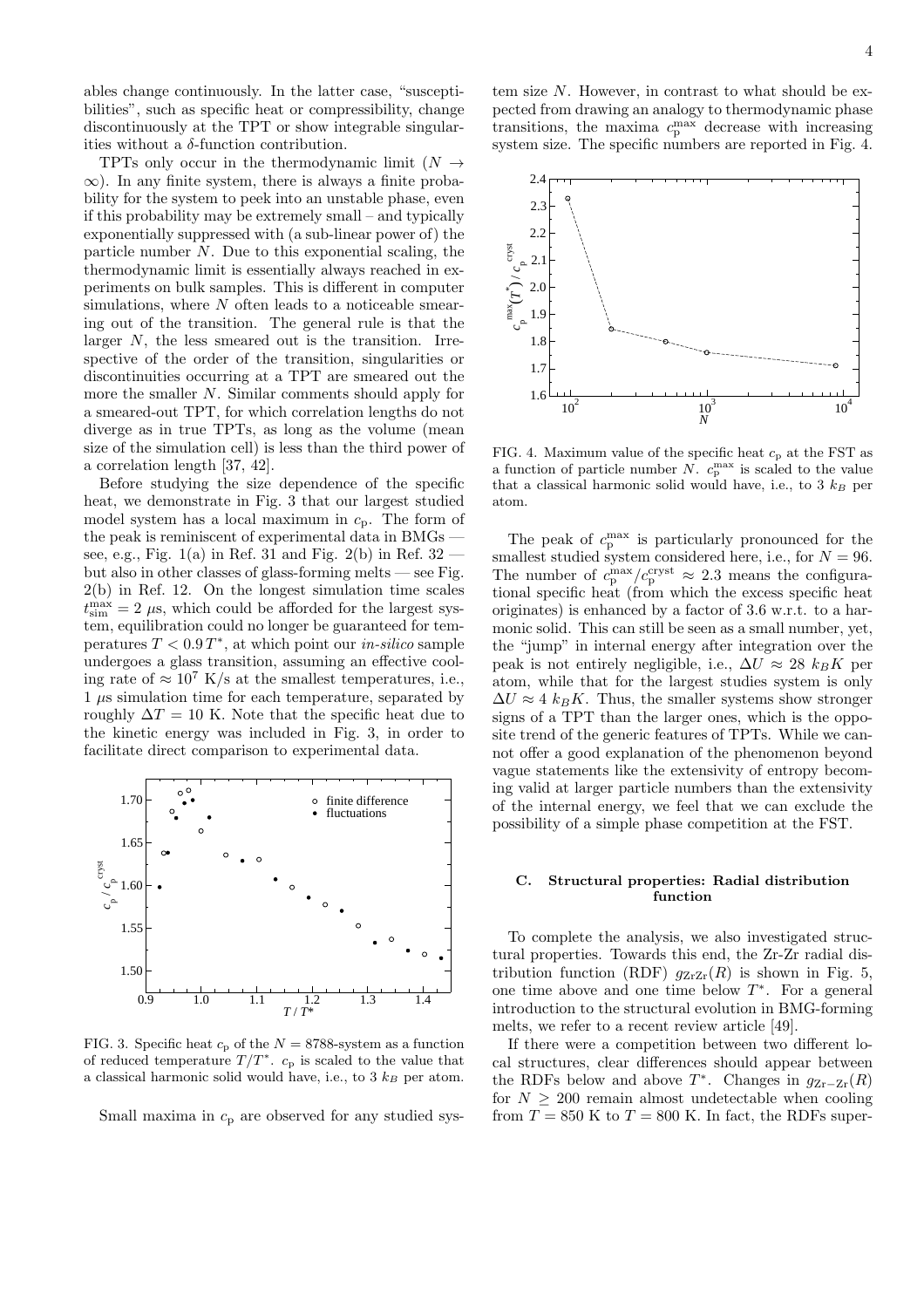ables change continuously. In the latter case, "susceptibilities", such as specific heat or compressibility, change discontinuously at the TPT or show integrable singularities without a $\delta$-function contribution.

TPTs only occur in the thermodynamic limit ($N \to \infty$). In any finite system, there is always a finite probability for the system to peek into an unstable phase, even if this probability may be extremely small – and typically exponentially suppressed with (a sub-linear power of) the particle number $N$. Due to this exponential scaling, the thermodynamic limit is essentially always reached in experiments on bulk samples. This is different in computer simulations, where $N$ often leads to a noticeable smearing out of the transition. The general rule is that the larger $N$, the less smeared out is the transition. Irrespective of the order of the transition, singularities or discontinuities occurring at a TPT are smeared out the more the smaller $N$. Similar comments should apply for a smeared-out TPT, for which correlation lengths do not diverge as in true TPTs, as long as the volume (mean size of the simulation cell) is less than the third power of a correlation length [37, 42].

Before studying the size dependence of the specific heat, we demonstrate in Fig. 3 that our largest studied model system has a local maximum in $c_\mathrm{p}$. The form of the peak is reminiscent of experimental data in BMGs — see, e.g., Fig. 1(a) in Ref. 31 and Fig. 2(b) in Ref. 32 — but also in other classes of glass-forming melts — see Fig. 2(b) in Ref. 12. On the longest simulation time scales $t_\mathrm{sim}^\mathrm{max} = 2\ \mu$s, which could be afforded for the largest system, equilibration could no longer be guaranteed for temperatures $T < 0.9\,T^*$, at which point our *in-silico* sample undergoes a glass transition, assuming an effective cooling rate of $\approx 10^7$ K/s at the smallest temperatures, i.e., 1 $\mu$s simulation time for each temperature, separated by roughly $\Delta T = 10$ K. Note that the specific heat due to the kinetic energy was included in Fig. 3, in order to facilitate direct comparison to experimental data.

FIG. 3. Specific heat $c_\mathrm{p}$ of the $N = 8788$-system as a function of reduced temperature $T/T^*$. $c_\mathrm{p}$ is scaled to the value that a classical harmonic solid would have, i.e., to 3 $k_B$ per atom.

Small maxima in $c_\mathrm{p}$ are observed for any studied system size $N$. However, in contrast to what should be expected from drawing an analogy to thermodynamic phase transitions, the maxima $c_\mathrm{p}^\mathrm{max}$ decrease with increasing system size. The specific numbers are reported in Fig. 4.

FIG. 4. Maximum value of the specific heat $c_\mathrm{p}$ at the FST as a function of particle number $N$. $c_\mathrm{p}^\mathrm{max}$ is scaled to the value that a classical harmonic solid would have, i.e., to 3 $k_B$ per atom.

The peak of $c_\mathrm{p}^\mathrm{max}$ is particularly pronounced for the smallest studied system considered here, i.e., for $N = 96$. The number of $c_\mathrm{p}^\mathrm{max}/c_\mathrm{p}^\mathrm{cryst} \approx 2.3$ means the configurational specific heat (from which the excess specific heat originates) is enhanced by a factor of 3.6 w.r.t. to a harmonic solid. This can still be seen as a small number, yet, the "jump" in internal energy after integration over the peak is not entirely negligible, i.e., $\Delta U \approx 28\ k_B K$ per atom, while that for the largest studies system is only $\Delta U \approx 4\ k_B K$. Thus, the smaller systems show stronger signs of a TPT than the larger ones, which is the opposite trend of the generic features of TPTs. While we cannot offer a good explanation of the phenomenon beyond vague statements like the extensivity of entropy becoming valid at larger particle numbers than the extensivity of the internal energy, we feel that we can exclude the possibility of a simple phase competition at the FST.

### C. Structural properties: Radial distribution function

To complete the analysis, we also investigated structural properties. Towards this end, the Zr-Zr radial distribution function (RDF) $g_\mathrm{ZrZr}(R)$ is shown in Fig. 5, one time above and one time below $T^*$. For a general introduction to the structural evolution in BMG-forming melts, we refer to a recent review article [49].

If there were a competition between two different local structures, clear differences should appear between the RDFs below and above $T^*$. Changes in $g_\mathrm{Zr-Zr}(R)$ for $N \geq 200$ remain almost undetectable when cooling from $T = 850$ K to $T = 800$ K. In fact, the RDFs super-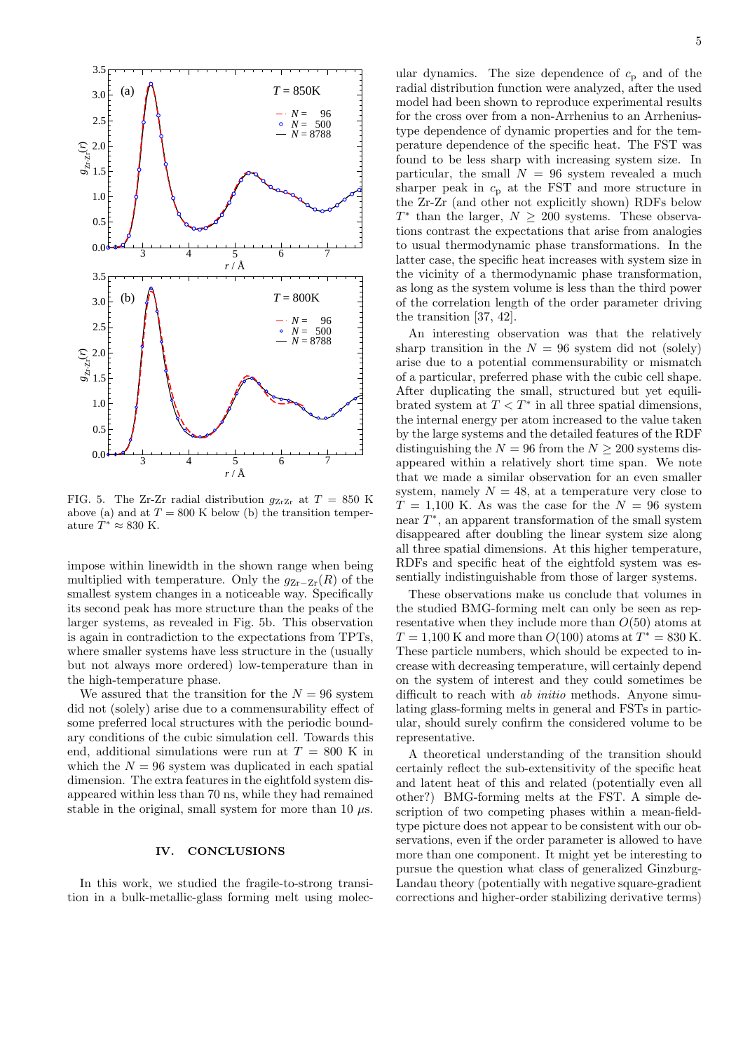FIG. 5. The Zr-Zr radial distribution $g_{\rm ZrZr}$ at $T = 850$ K above (a) and at $T = 800$ K below (b) the transition temperature $T^* \approx 830$ K.

impose within linewidth in the shown range when being multiplied with temperature. Only the $g_{\rm Zr-Zr}(R)$ of the smallest system changes in a noticeable way. Specifically its second peak has more structure than the peaks of the larger systems, as revealed in Fig. 5b. This observation is again in contradiction to the expectations from TPTs, where smaller systems have less structure in the (usually but not always more ordered) low-temperature than in the high-temperature phase.

We assured that the transition for the $N = 96$ system did not (solely) arise due to a commensurability effect of some preferred local structures with the periodic boundary conditions of the cubic simulation cell. Towards this end, additional simulations were run at $T = 800$ K in which the $N = 96$ system was duplicated in each spatial dimension. The extra features in the eightfold system disappeared within less than 70 ns, while they had remained stable in the original, small system for more than 10 $\mu$s.

## IV. CONCLUSIONS

In this work, we studied the fragile-to-strong transition in a bulk-metallic-glass forming melt using molecular dynamics. The size dependence of $c_{\rm p}$ and of the radial distribution function were analyzed, after the used model had been shown to reproduce experimental results for the cross over from a non-Arrhenius to an Arrhenius-type dependence of dynamic properties and for the temperature dependence of the specific heat. The FST was found to be less sharp with increasing system size. In particular, the small $N = 96$ system revealed a much sharper peak in $c_{\rm p}$ at the FST and more structure in the Zr-Zr (and other not explicitly shown) RDFs below $T^*$ than the larger, $N \geq 200$ systems. These observations contrast the expectations that arise from analogies to usual thermodynamic phase transformations. In the latter case, the specific heat increases with system size in the vicinity of a thermodynamic phase transformation, as long as the system volume is less than the third power of the correlation length of the order parameter driving the transition [37, 42].

An interesting observation was that the relatively sharp transition in the $N = 96$ system did not (solely) arise due to a potential commensurability or mismatch of a particular, preferred phase with the cubic cell shape. After duplicating the small, structured but yet equilibrated system at $T < T^*$ in all three spatial dimensions, the internal energy per atom increased to the value taken by the large systems and the detailed features of the RDF distinguishing the $N = 96$ from the $N \geq 200$ systems disappeared within a relatively short time span. We note that we made a similar observation for an even smaller system, namely $N = 48$, at a temperature very close to $T = 1{,}100$ K. As was the case for the $N = 96$ system near $T^*$, an apparent transformation of the small system disappeared after doubling the linear system size along all three spatial dimensions. At this higher temperature, RDFs and specific heat of the eightfold system was essentially indistinguishable from those of larger systems.

These observations make us conclude that the studied BMG-forming melt can only be seen as representative when they include more than $O(50)$ atoms at $T = 1{,}100$ K and more than $O(100)$ atoms at $T^* = 830$ K. These particle numbers, which should be expected to increase with decreasing temperature, will certainly depend on the system of interest and they could sometimes be difficult to reach with *ab initio* methods. Anyone simulating glass-forming melts in general and FSTs in particular, should surely confirm the considered volume to be representative.

A theoretical understanding of the transition should certainly reflect the sub-extensivity of the specific heat and latent heat of this and related (potentially even all other?) BMG-forming melts at the FST. A simple description of two competing phases within a mean-field-type picture does not appear to be consistent with our observations, even if the order parameter is allowed to have more than one component. It might yet be interesting to pursue the question what class of generalized Ginzburg-Landau theory (potentially with negative square-gradient corrections and higher-order stabilizing derivative terms)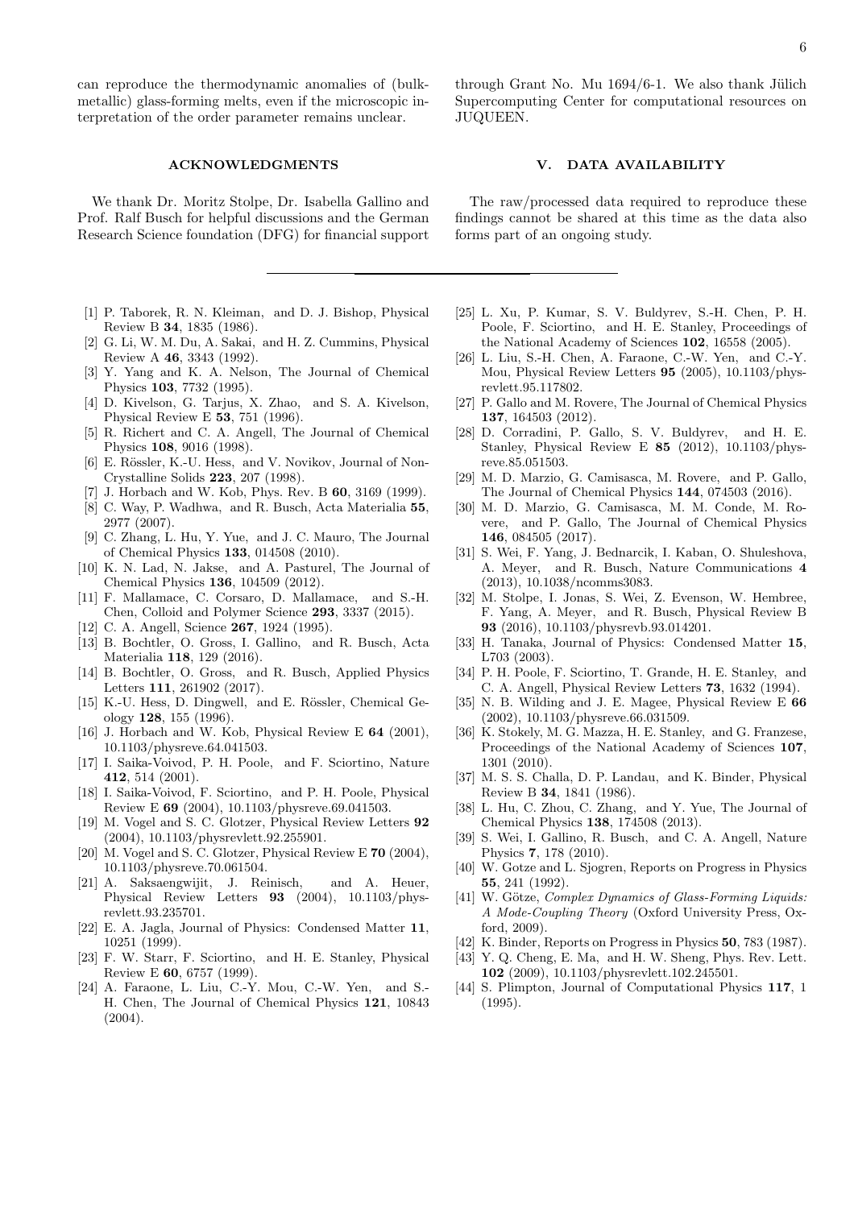can reproduce the thermodynamic anomalies of (bulk-metallic) glass-forming melts, even if the microscopic interpretation of the order parameter remains unclear.

## ACKNOWLEDGMENTS

We thank Dr. Moritz Stolpe, Dr. Isabella Gallino and Prof. Ralf Busch for helpful discussions and the German Research Science foundation (DFG) for financial support through Grant No. Mu 1694/6-1. We also thank Jülich Supercomputing Center for computational resources on JUQUEEN.

## V. DATA AVAILABILITY

The raw/processed data required to reproduce these findings cannot be shared at this time as the data also forms part of an ongoing study.

---

[1] P. Taborek, R. N. Kleiman, and D. J. Bishop, Physical Review B **34**, 1835 (1986).

[2] G. Li, W. M. Du, A. Sakai, and H. Z. Cummins, Physical Review A **46**, 3343 (1992).

[3] Y. Yang and K. A. Nelson, The Journal of Chemical Physics **103**, 7732 (1995).

[4] D. Kivelson, G. Tarjus, X. Zhao, and S. A. Kivelson, Physical Review E **53**, 751 (1996).

[5] R. Richert and C. A. Angell, The Journal of Chemical Physics **108**, 9016 (1998).

[6] E. Rössler, K.-U. Hess, and V. Novikov, Journal of Non-Crystalline Solids **223**, 207 (1998).

[7] J. Horbach and W. Kob, Phys. Rev. B **60**, 3169 (1999).

[8] C. Way, P. Wadhwa, and R. Busch, Acta Materialia **55**, 2977 (2007).

[9] C. Zhang, L. Hu, Y. Yue, and J. C. Mauro, The Journal of Chemical Physics **133**, 014508 (2010).

[10] K. N. Lad, N. Jakse, and A. Pasturel, The Journal of Chemical Physics **136**, 104509 (2012).

[11] F. Mallamace, C. Corsaro, D. Mallamace, and S.-H. Chen, Colloid and Polymer Science **293**, 3337 (2015).

[12] C. A. Angell, Science **267**, 1924 (1995).

[13] B. Bochtler, O. Gross, I. Gallino, and R. Busch, Acta Materialia **118**, 129 (2016).

[14] B. Bochtler, O. Gross, and R. Busch, Applied Physics Letters **111**, 261902 (2017).

[15] K.-U. Hess, D. Dingwell, and E. Rössler, Chemical Geology **128**, 155 (1996).

[16] J. Horbach and W. Kob, Physical Review E **64** (2001), 10.1103/physreve.64.041503.

[17] I. Saika-Voivod, P. H. Poole, and F. Sciortino, Nature **412**, 514 (2001).

[18] I. Saika-Voivod, F. Sciortino, and P. H. Poole, Physical Review E **69** (2004), 10.1103/physreve.69.041503.

[19] M. Vogel and S. C. Glotzer, Physical Review Letters **92** (2004), 10.1103/physrevlett.92.255901.

[20] M. Vogel and S. C. Glotzer, Physical Review E **70** (2004), 10.1103/physreve.70.061504.

[21] A. Saksaengwijit, J. Reinisch, and A. Heuer, Physical Review Letters **93** (2004), 10.1103/physrevlett.93.235701.

[22] E. A. Jagla, Journal of Physics: Condensed Matter **11**, 10251 (1999).

[23] F. W. Starr, F. Sciortino, and H. E. Stanley, Physical Review E **60**, 6757 (1999).

[24] A. Faraone, L. Liu, C.-Y. Mou, C.-W. Yen, and S.-H. Chen, The Journal of Chemical Physics **121**, 10843 (2004).

[25] L. Xu, P. Kumar, S. V. Buldyrev, S.-H. Chen, P. H. Poole, F. Sciortino, and H. E. Stanley, Proceedings of the National Academy of Sciences **102**, 16558 (2005).

[26] L. Liu, S.-H. Chen, A. Faraone, C.-W. Yen, and C.-Y. Mou, Physical Review Letters **95** (2005), 10.1103/physrevlett.95.117802.

[27] P. Gallo and M. Rovere, The Journal of Chemical Physics **137**, 164503 (2012).

[28] D. Corradini, P. Gallo, S. V. Buldyrev, and H. E. Stanley, Physical Review E **85** (2012), 10.1103/physreve.85.051503.

[29] M. D. Marzio, G. Camisasca, M. Rovere, and P. Gallo, The Journal of Chemical Physics **144**, 074503 (2016).

[30] M. D. Marzio, G. Camisasca, M. M. Conde, M. Rovere, and P. Gallo, The Journal of Chemical Physics **146**, 084505 (2017).

[31] S. Wei, F. Yang, J. Bednarcik, I. Kaban, O. Shuleshova, A. Meyer, and R. Busch, Nature Communications **4** (2013), 10.1038/ncomms3083.

[32] M. Stolpe, I. Jonas, S. Wei, Z. Evenson, W. Hembree, F. Yang, A. Meyer, and R. Busch, Physical Review B **93** (2016), 10.1103/physrevb.93.014201.

[33] H. Tanaka, Journal of Physics: Condensed Matter **15**, L703 (2003).

[34] P. H. Poole, F. Sciortino, T. Grande, H. E. Stanley, and C. A. Angell, Physical Review Letters **73**, 1632 (1994).

[35] N. B. Wilding and J. E. Magee, Physical Review E **66** (2002), 10.1103/physreve.66.031509.

[36] K. Stokely, M. G. Mazza, H. E. Stanley, and G. Franzese, Proceedings of the National Academy of Sciences **107**, 1301 (2010).

[37] M. S. S. Challa, D. P. Landau, and K. Binder, Physical Review B **34**, 1841 (1986).

[38] L. Hu, C. Zhou, C. Zhang, and Y. Yue, The Journal of Chemical Physics **138**, 174508 (2013).

[39] S. Wei, I. Gallino, R. Busch, and C. A. Angell, Nature Physics **7**, 178 (2010).

[40] W. Gotze and L. Sjogren, Reports on Progress in Physics **55**, 241 (1992).

[41] W. Götze, *Complex Dynamics of Glass-Forming Liquids: A Mode-Coupling Theory* (Oxford University Press, Oxford, 2009).

[42] K. Binder, Reports on Progress in Physics **50**, 783 (1987).

[43] Y. Q. Cheng, E. Ma, and H. W. Sheng, Phys. Rev. Lett. **102** (2009), 10.1103/physrevlett.102.245501.

[44] S. Plimpton, Journal of Computational Physics **117**, 1 (1995).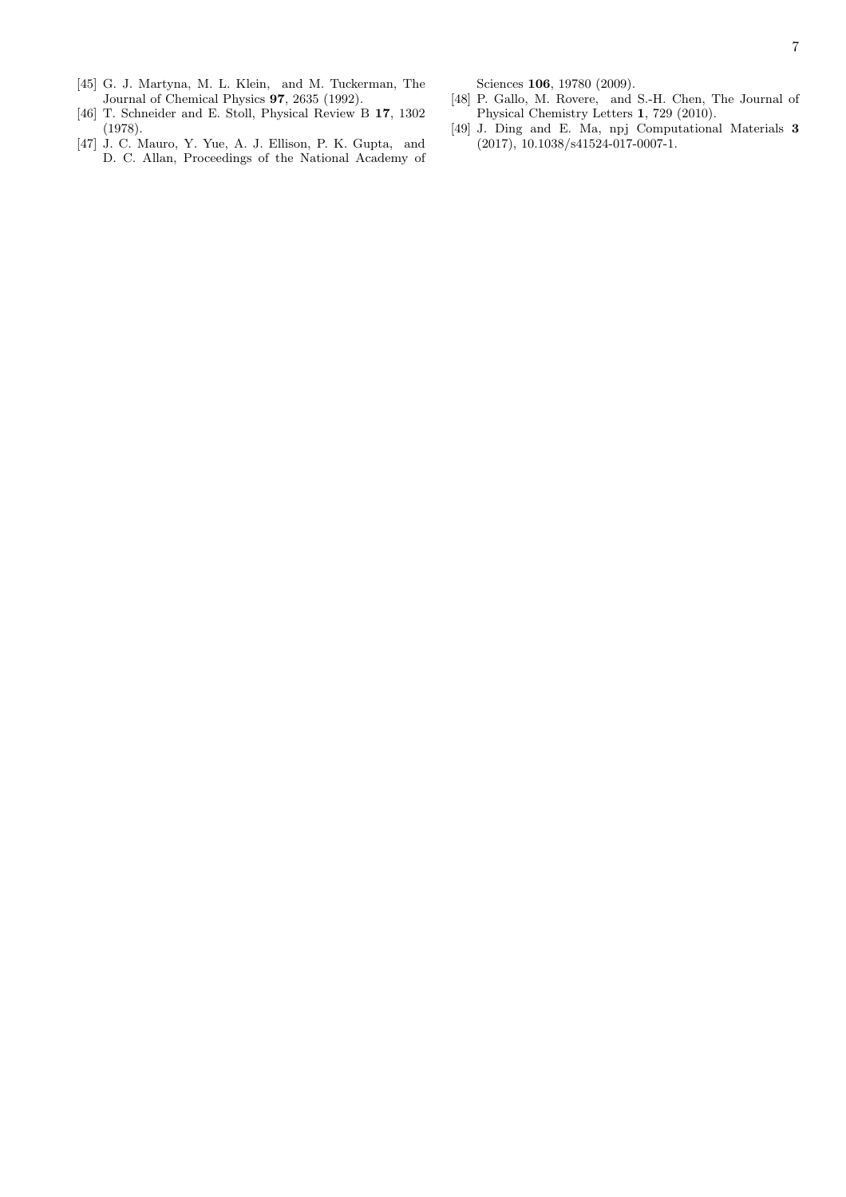[45] G. J. Martyna, M. L. Klein, and M. Tuckerman, The Journal of Chemical Physics **97**, 2635 (1992).

[46] T. Schneider and E. Stoll, Physical Review B **17**, 1302 (1978).

[47] J. C. Mauro, Y. Yue, A. J. Ellison, P. K. Gupta, and D. C. Allan, Proceedings of the National Academy of Sciences **106**, 19780 (2009).

[48] P. Gallo, M. Rovere, and S.-H. Chen, The Journal of Physical Chemistry Letters **1**, 729 (2010).

[49] J. Ding and E. Ma, npj Computational Materials **3** (2017), 10.1038/s41524-017-0007-1.